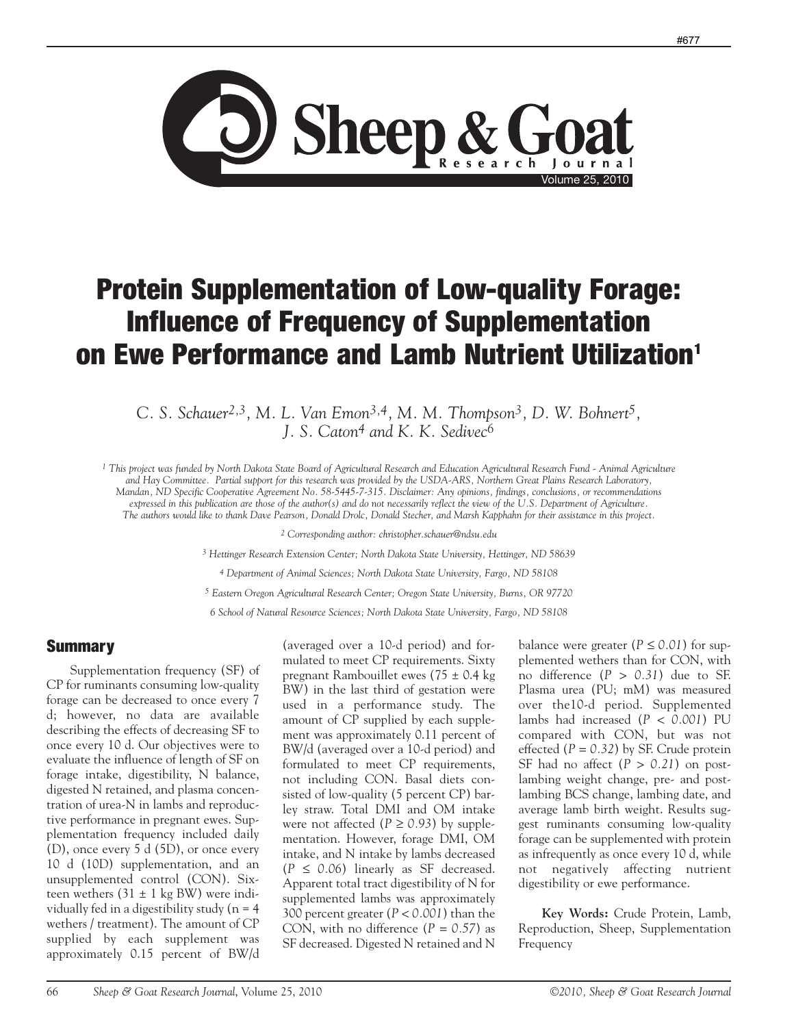# Protein Supplementation of Low-quality Forage: Influence of Frequency of Supplementation on Ewe Performance and Lamb Nutrient Utilization[1]

*C. S. Schauer[2,3], M. L. Van Emon[3,4], M. M. Thompson[3], D. W. Bohnert[5], J. S. Caton[4] and K. K. Sedivec[6]*

[1] This project was funded by North Dakota State Board of Agricultural Research and Education Agricultural Research Fund - Animal Agriculture and Hay Committee. Partial support for this research was provided by the USDA-ARS, Northern Great Plains Research Laboratory, Mandan, ND Specific Cooperative Agreement No. 58-5445-7-315. Disclaimer: Any opinions, findings, conclusions, or recommendations expressed in this publication are those of the author(s) and do not necessarily reflect the view of the U.S. Department of Agriculture. The authors would like to thank Dave Pearson, Donald Drolc, Donald Stecher, and Marsh Kapphahn for their assistance in this project.

[2] Corresponding author: christopher.schauer@ndsu.edu

[3] Hettinger Research Extension Center; North Dakota State University, Hettinger, ND 58639

[4] Department of Animal Sciences; North Dakota State University, Fargo, ND 58108

[5] Eastern Oregon Agricultural Research Center; Oregon State University, Burns, OR 97720

[6] School of Natural Resource Sciences; North Dakota State University, Fargo, ND 58108

## Summary

Supplementation frequency (SF) of CP for ruminants consuming low-quality forage can be decreased to once every 7 d; however, no data are available describing the effects of decreasing SF to once every 10 d. Our objectives were to evaluate the influence of length of SF on forage intake, digestibility, N balance, digested N retained, and plasma concentration of urea-N in lambs and reproductive performance in pregnant ewes. Supplementation frequency included daily (D), once every 5 d (5D), or once every 10 d (10D) supplementation, and an unsupplemented control (CON). Sixteen wethers (31 ± 1 kg BW) were individually fed in a digestibility study (n = 4 wethers / treatment). The amount of CP supplied by each supplement was approximately 0.15 percent of BW/d (averaged over a 10-d period) and formulated to meet CP requirements. Sixty pregnant Rambouillet ewes (75 ± 0.4 kg BW) in the last third of gestation were used in a performance study. The amount of CP supplied by each supplement was approximately 0.11 percent of BW/d (averaged over a 10-d period) and formulated to meet CP requirements, not including CON. Basal diets consisted of low-quality (5 percent CP) barley straw. Total DMI and OM intake were not affected ($P \geq 0.93$) by supplementation. However, forage DMI, OM intake, and N intake by lambs decreased ($P \leq 0.06$) linearly as SF decreased. Apparent total tract digestibility of N for supplemented lambs was approximately 300 percent greater ($P < 0.001$) than the CON, with no difference ($P = 0.57$) as SF decreased. Digested N retained and N balance were greater ($P \leq 0.01$) for supplemented wethers than for CON, with no difference ($P > 0.31$) due to SF. Plasma urea (PU; mM) was measured over the10-d period. Supplemented lambs had increased ($P < 0.001$) PU compared with CON, but was not effected ($P = 0.32$) by SF. Crude protein SF had no affect ($P > 0.21$) on post-lambing weight change, pre- and post-lambing BCS change, lambing date, and average lamb birth weight. Results suggest ruminants consuming low-quality forage can be supplemented with protein as infrequently as once every 10 d, while not negatively affecting nutrient digestibility or ewe performance.

**Key Words:** Crude Protein, Lamb, Reproduction, Sheep, Supplementation Frequency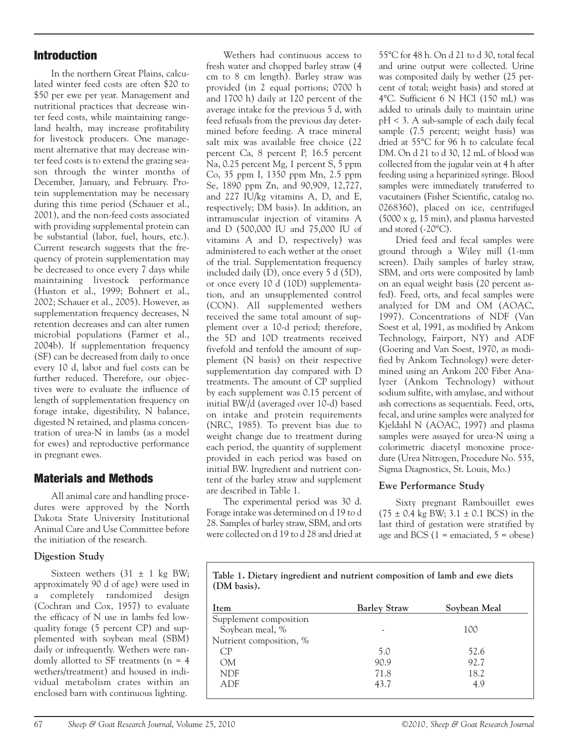## Introduction

In the northern Great Plains, calculated winter feed costs are often \$20 to \$50 per ewe per year. Management and nutritional practices that decrease winter feed costs, while maintaining rangeland health, may increase profitability for livestock producers. One management alternative that may decrease winter feed costs is to extend the grazing season through the winter months of December, January, and February. Protein supplementation may be necessary during this time period (Schauer et al., 2001), and the non-feed costs associated with providing supplemental protein can be substantial (labor, fuel, hours, etc.). Current research suggests that the frequency of protein supplementation may be decreased to once every 7 days while maintaining livestock performance (Huston et al., 1999; Bohnert et al., 2002; Schauer et al., 2005). However, as supplementation frequency decreases, N retention decreases and can alter rumen microbial populations (Farmer et al., 2004b). If supplementation frequency (SF) can be decreased from daily to once every 10 d, labor and fuel costs can be further reduced. Therefore, our objectives were to evaluate the influence of length of supplementation frequency on forage intake, digestibility, N balance, digested N retained, and plasma concentration of urea-N in lambs (as a model for ewes) and reproductive performance in pregnant ewes.

## Materials and Methods

All animal care and handling procedures were approved by the North Dakota State University Institutional Animal Care and Use Committee before the initiation of the research.

### Digestion Study

Sixteen wethers (31 ± 1 kg BW; approximately 90 d of age) were used in a completely randomized design (Cochran and Cox, 1957) to evaluate the efficacy of N use in lambs fed low-quality forage (5 percent CP) and supplemented with soybean meal (SBM) daily or infrequently. Wethers were randomly allotted to SF treatments (n = 4 wethers/treatment) and housed in individual metabolism crates within an enclosed barn with continuous lighting.

Wethers had continuous access to fresh water and chopped barley straw (4 cm to 8 cm length). Barley straw was provided (in 2 equal portions; 0700 h and 1700 h) daily at 120 percent of the average intake for the previous 5 d, with feed refusals from the previous day determined before feeding. A trace mineral salt mix was available free choice (22 percent Ca, 8 percent P, 16.5 percent Na, 0.25 percent Mg, 1 percent S, 5 ppm Co, 35 ppm I, 1350 ppm Mn, 2.5 ppm Se, 1890 ppm Zn, and 90,909, 12,727, and 227 IU/kg vitamins A, D, and E, respectively; DM basis). In addition, an intramuscular injection of vitamins A and D (500,000 IU and 75,000 IU of vitamins A and D, respectively) was administered to each wether at the onset of the trial. Supplementation frequency included daily (D), once every 5 d (5D), or once every 10 d (10D) supplementation, and an unsupplemented control (CON). All supplemented wethers received the same total amount of supplement over a 10-d period; therefore, the 5D and 10D treatments received fivefold and tenfold the amount of supplement (N basis) on their respective supplementation day compared with D treatments. The amount of CP supplied by each supplement was 0.15 percent of initial BW/d (averaged over 10-d) based on intake and protein requirements (NRC, 1985). To prevent bias due to weight change due to treatment during each period, the quantity of supplement provided in each period was based on initial BW. Ingredient and nutrient content of the barley straw and supplement are described in Table 1.

The experimental period was 30 d. Forage intake was determined on d 19 to d 28. Samples of barley straw, SBM, and orts were collected on d 19 to d 28 and dried at 55°C for 48 h. On d 21 to d 30, total fecal and urine output were collected. Urine was composited daily by wether (25 percent of total; weight basis) and stored at 4°C. Sufficient 6 N HCl (150 mL) was added to urinals daily to maintain urine pH < 3. A sub-sample of each daily fecal sample (7.5 percent; weight basis) was dried at 55°C for 96 h to calculate fecal DM. On d 21 to d 30, 12 mL of blood was collected from the jugular vein at 4 h after feeding using a heparinized syringe. Blood samples were immediately transferred to vacutainers (Fisher Scientific, catalog no. 0268360), placed on ice, centrifuged (5000 x g, 15 min), and plasma harvested and stored (-20°C).

Dried feed and fecal samples were ground through a Wiley mill (1-mm screen). Daily samples of barley straw, SBM, and orts were composited by lamb on an equal weight basis (20 percent as-fed). Feed, orts, and fecal samples were analyzed for DM and OM (AOAC, 1997). Concentrations of NDF (Van Soest et al, 1991, as modified by Ankom Technology, Fairport, NY) and ADF (Goering and Van Soest, 1970, as modified by Ankom Technology) were determined using an Ankom 200 Fiber Analyzer (Ankom Technology) without sodium sulfite, with amylase, and without ash corrections as sequentials. Feed, orts, fecal, and urine samples were analyzed for Kjeldahl N (AOAC, 1997) and plasma samples were assayed for urea-N using a colorimetric diacetyl monoxine procedure (Urea Nitrogen, Procedure No. 535, Sigma Diagnostics, St. Louis, Mo.)

### Ewe Performance Study

Sixty pregnant Rambouillet ewes (75 ± 0.4 kg BW; 3.1 ± 0.1 BCS) in the last third of gestation were stratified by age and BCS (1 = emaciated, 5 = obese)

**Table 1. Dietary ingredient and nutrient composition of lamb and ewe diets (DM basis).**

| Item | Barley Straw | Soybean Meal |
|---|---|---|
| Supplement composition | | |
| Soybean meal, % | - | 100 |
| Nutrient composition, % | | |
| CP | 5.0 | 52.6 |
| OM | 90.9 | 92.7 |
| NDF | 71.8 | 18.2 |
| ADF | 43.7 | 4.9 |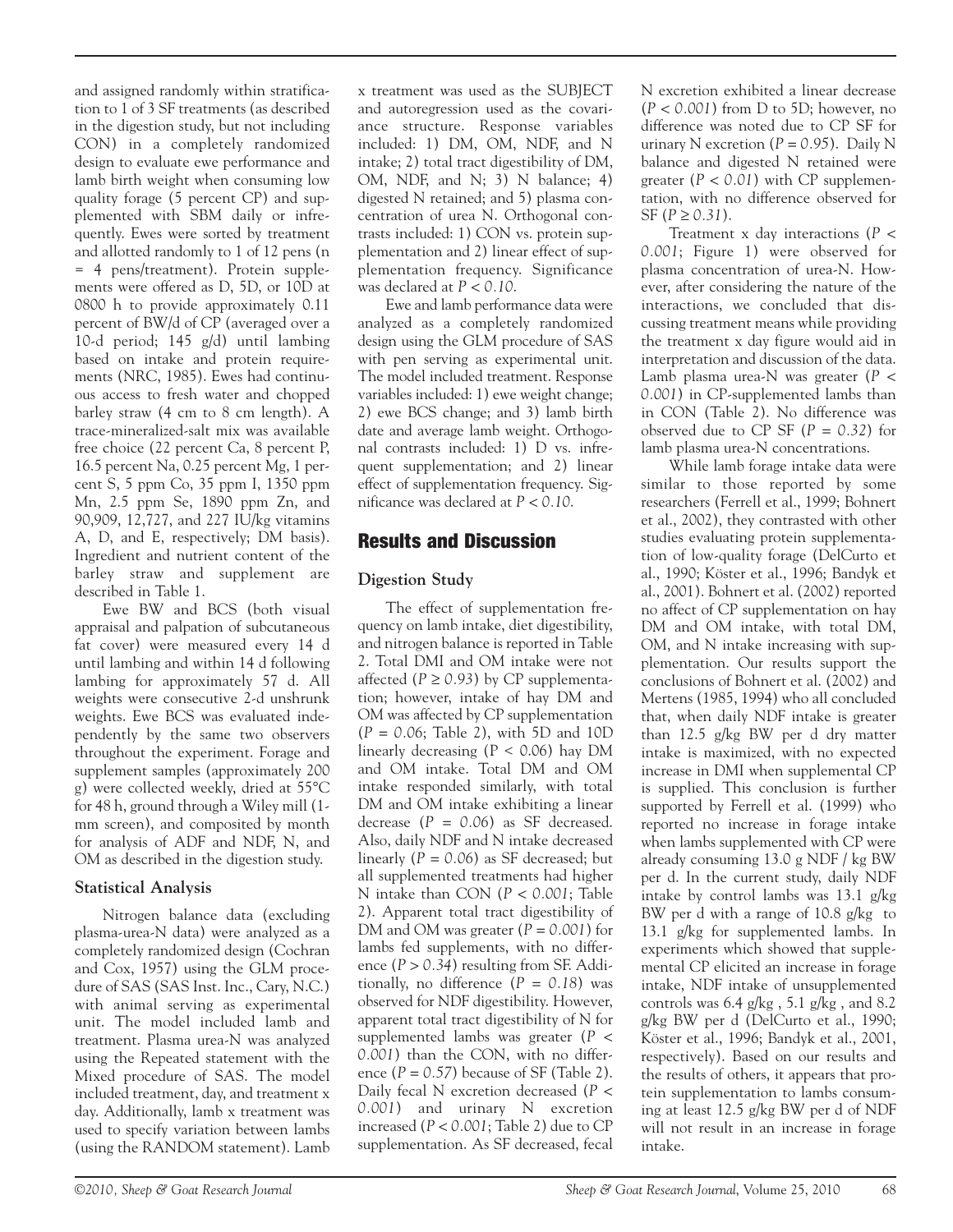and assigned randomly within stratification to 1 of 3 SF treatments (as described in the digestion study, but not including CON) in a completely randomized design to evaluate ewe performance and lamb birth weight when consuming low quality forage (5 percent CP) and supplemented with SBM daily or infrequently. Ewes were sorted by treatment and allotted randomly to 1 of 12 pens (n = 4 pens/treatment). Protein supplements were offered as D, 5D, or 10D at 0800 h to provide approximately 0.11 percent of BW/d of CP (averaged over a 10-d period; 145 g/d) until lambing based on intake and protein requirements (NRC, 1985). Ewes had continuous access to fresh water and chopped barley straw (4 cm to 8 cm length). A trace-mineralized-salt mix was available free choice (22 percent Ca, 8 percent P, 16.5 percent Na, 0.25 percent Mg, 1 percent S, 5 ppm Co, 35 ppm I, 1350 ppm Mn, 2.5 ppm Se, 1890 ppm Zn, and 90,909, 12,727, and 227 IU/kg vitamins A, D, and E, respectively; DM basis). Ingredient and nutrient content of the barley straw and supplement are described in Table 1.

Ewe BW and BCS (both visual appraisal and palpation of subcutaneous fat cover) were measured every 14 d until lambing and within 14 d following lambing for approximately 57 d. All weights were consecutive 2-d unshrunk weights. Ewe BCS was evaluated independently by the same two observers throughout the experiment. Forage and supplement samples (approximately 200 g) were collected weekly, dried at 55°C for 48 h, ground through a Wiley mill (1-mm screen), and composited by month for analysis of ADF and NDF, N, and OM as described in the digestion study.

### Statistical Analysis

Nitrogen balance data (excluding plasma-urea-N data) were analyzed as a completely randomized design (Cochran and Cox, 1957) using the GLM procedure of SAS (SAS Inst. Inc., Cary, N.C.) with animal serving as experimental unit. The model included lamb and treatment. Plasma urea-N was analyzed using the Repeated statement with the Mixed procedure of SAS. The model included treatment, day, and treatment x day. Additionally, lamb x treatment was used to specify variation between lambs (using the RANDOM statement). Lamb x treatment was used as the SUBJECT and autoregression used as the covariance structure. Response variables included: 1) DM, OM, NDF, and N intake; 2) total tract digestibility of DM, OM, NDF, and N; 3) N balance; 4) digested N retained; and 5) plasma concentration of urea N. Orthogonal contrasts included: 1) CON vs. protein supplementation and 2) linear effect of supplementation frequency. Significance was declared at $P < 0.10$.

Ewe and lamb performance data were analyzed as a completely randomized design using the GLM procedure of SAS with pen serving as experimental unit. The model included treatment. Response variables included: 1) ewe weight change; 2) ewe BCS change; and 3) lamb birth date and average lamb weight. Orthogonal contrasts included: 1) D vs. infrequent supplementation; and 2) linear effect of supplementation frequency. Significance was declared at $P < 0.10$.

## Results and Discussion

### Digestion Study

The effect of supplementation frequency on lamb intake, diet digestibility, and nitrogen balance is reported in Table 2. Total DMI and OM intake were not affected ($P \geq 0.93$) by CP supplementation; however, intake of hay DM and OM was affected by CP supplementation ($P = 0.06$; Table 2), with 5D and 10D linearly decreasing ($P < 0.06$) hay DM and OM intake. Total DM and OM intake responded similarly, with total DM and OM intake exhibiting a linear decrease ($P = 0.06$) as SF decreased. Also, daily NDF and N intake decreased linearly ($P = 0.06$) as SF decreased; but all supplemented treatments had higher N intake than CON ($P < 0.001$; Table 2). Apparent total tract digestibility of DM and OM was greater ($P = 0.001$) for lambs fed supplements, with no difference ($P > 0.34$) resulting from SF. Additionally, no difference ($P = 0.18$) was observed for NDF digestibility. However, apparent total tract digestibility of N for supplemented lambs was greater ($P < 0.001$) than the CON, with no difference ($P = 0.57$) because of SF (Table 2). Daily fecal N excretion decreased ($P < 0.001$) and urinary N excretion increased ($P < 0.001$; Table 2) due to CP supplementation. As SF decreased, fecal N excretion exhibited a linear decrease ($P < 0.001$) from D to 5D; however, no difference was noted due to CP SF for urinary N excretion ($P = 0.95$). Daily N balance and digested N retained were greater ($P < 0.01$) with CP supplementation, with no difference observed for SF ($P \geq 0.31$).

Treatment x day interactions ($P < 0.001$; Figure 1) were observed for plasma concentration of urea-N. However, after considering the nature of the interactions, we concluded that discussing treatment means while providing the treatment x day figure would aid in interpretation and discussion of the data. Lamb plasma urea-N was greater ($P < 0.001$) in CP-supplemented lambs than in CON (Table 2). No difference was observed due to CP SF ($P = 0.32$) for lamb plasma urea-N concentrations.

While lamb forage intake data were similar to those reported by some researchers (Ferrell et al., 1999; Bohnert et al., 2002), they contrasted with other studies evaluating protein supplementation of low-quality forage (DelCurto et al., 1990; Köster et al., 1996; Bandyk et al., 2001). Bohnert et al. (2002) reported no affect of CP supplementation on hay DM and OM intake, with total DM, OM, and N intake increasing with supplementation. Our results support the conclusions of Bohnert et al. (2002) and Mertens (1985, 1994) who all concluded that, when daily NDF intake is greater than 12.5 g/kg BW per d dry matter intake is maximized, with no expected increase in DMI when supplemental CP is supplied. This conclusion is further supported by Ferrell et al. (1999) who reported no increase in forage intake when lambs supplemented with CP were already consuming 13.0 g NDF / kg BW per d. In the current study, daily NDF intake by control lambs was 13.1 g/kg BW per d with a range of 10.8 g/kg to 13.1 g/kg for supplemented lambs. In experiments which showed that supplemental CP elicited an increase in forage intake, NDF intake of unsupplemented controls was 6.4 g/kg , 5.1 g/kg , and 8.2 g/kg BW per d (DelCurto et al., 1990; Köster et al., 1996; Bandyk et al., 2001, respectively). Based on our results and the results of others, it appears that protein supplementation to lambs consuming at least 12.5 g/kg BW per d of NDF will not result in an increase in forage intake.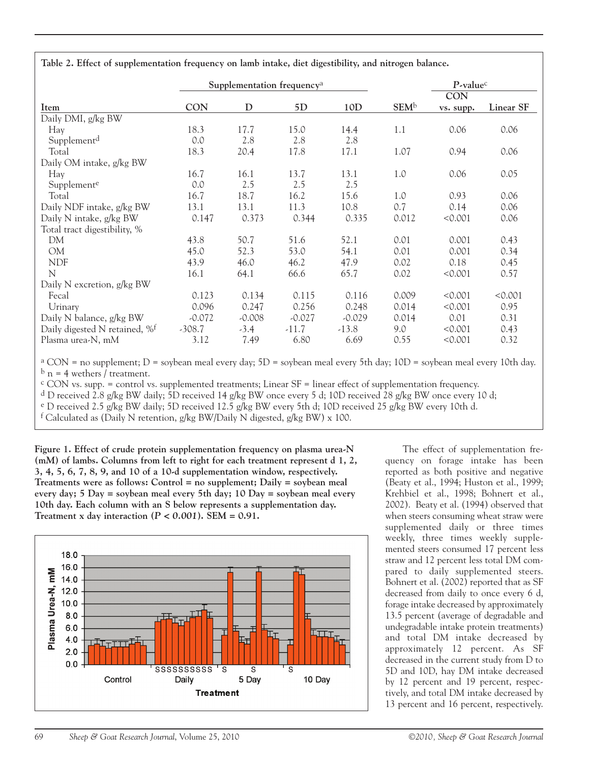**Table 2. Effect of supplementation frequency on lamb intake, diet digestibility, and nitrogen balance.**

| Item | Supplementation frequency[a] | | | | SEM[b] | P-value[c] | |
|---|---|---|---|---|---|---|---|
| | CON | D | 5D | 10D | | CON vs. supp. | Linear SF |
| Daily DMI, g/kg BW | | | | | | | |
| Hay | 18.3 | 17.7 | 15.0 | 14.4 | 1.1 | 0.06 | 0.06 |
| Supplement[d] | 0.0 | 2.8 | 2.8 | 2.8 | | | |
| Total | 18.3 | 20.4 | 17.8 | 17.1 | 1.07 | 0.94 | 0.06 |
| Daily OM intake, g/kg BW | | | | | | | |
| Hay | 16.7 | 16.1 | 13.7 | 13.1 | 1.0 | 0.06 | 0.05 |
| Supplement[e] | 0.0 | 2.5 | 2.5 | 2.5 | | | |
| Total | 16.7 | 18.7 | 16.2 | 15.6 | 1.0 | 0.93 | 0.06 |
| Daily NDF intake, g/kg BW | 13.1 | 13.1 | 11.3 | 10.8 | 0.7 | 0.14 | 0.06 |
| Daily N intake, g/kg BW | 0.147 | 0.373 | 0.344 | 0.335 | 0.012 | <0.001 | 0.06 |
| Total tract digestibility, % | | | | | | | |
| DM | 43.8 | 50.7 | 51.6 | 52.1 | 0.01 | 0.001 | 0.43 |
| OM | 45.0 | 52.3 | 53.0 | 54.1 | 0.01 | 0.001 | 0.34 |
| NDF | 43.9 | 46.0 | 46.2 | 47.9 | 0.02 | 0.18 | 0.45 |
| N | 16.1 | 64.1 | 66.6 | 65.7 | 0.02 | <0.001 | 0.57 |
| Daily N excretion, g/kg BW | | | | | | | |
| Fecal | 0.123 | 0.134 | 0.115 | 0.116 | 0.009 | <0.001 | <0.001 |
| Urinary | 0.096 | 0.247 | 0.256 | 0.248 | 0.014 | <0.001 | 0.95 |
| Daily N balance, g/kg BW | -0.072 | -0.008 | -0.027 | -0.029 | 0.014 | 0.01 | 0.31 |
| Daily digested N retained, %[f] | -308.7 | -3.4 | -11.7 | -13.8 | 9.0 | <0.001 | 0.43 |
| Plasma urea-N, mM | 3.12 | 7.49 | 6.80 | 6.69 | 0.55 | <0.001 | 0.32 |

[a] CON = no supplement; D = soybean meal every day; 5D = soybean meal every 5th day; 10D = soybean meal every 10th day.
[b] n = 4 wethers / treatment.
[c] CON vs. supp. = control vs. supplemented treatments; Linear SF = linear effect of supplementation frequency.
[d] D received 2.8 g/kg BW daily; 5D received 14 g/kg BW once every 5 d; 10D received 28 g/kg BW once every 10 d;
[e] D received 2.5 g/kg BW daily; 5D received 12.5 g/kg BW every 5th d; 10D received 25 g/kg BW every 10th d.
[f] Calculated as (Daily N retention, g/kg BW/Daily N digested, g/kg BW) x 100.

**Figure 1. Effect of crude protein supplementation frequency on plasma urea-N (mM) of lambs. Columns from left to right for each treatment represent d 1, 2, 3, 4, 5, 6, 7, 8, 9, and 10 of a 10-d supplementation window, respectively. Treatments were as follows: Control = no supplement; Daily = soybean meal every day; 5 Day = soybean meal every 5th day; 10 Day = soybean meal every 10th day. Each column with an S below represents a supplementation day. Treatment x day interaction (*P < 0.001*). SEM = 0.91.**

The effect of supplementation frequency on forage intake has been reported as both positive and negative (Beaty et al., 1994; Huston et al., 1999; Krehbiel et al., 1998; Bohnert et al., 2002). Beaty et al. (1994) observed that when steers consuming wheat straw were supplemented daily or three times weekly, three times weekly supplemented steers consumed 17 percent less straw and 12 percent less total DM compared to daily supplemented steers. Bohnert et al. (2002) reported that as SF decreased from daily to once every 6 d, forage intake decreased by approximately 13.5 percent (average of degradable and undegradable intake protein treatments) and total DM intake decreased by approximately 12 percent. As SF decreased in the current study from D to 5D and 10D, hay DM intake decreased by 12 percent and 19 percent, respectively, and total DM intake decreased by 13 percent and 16 percent, respectively.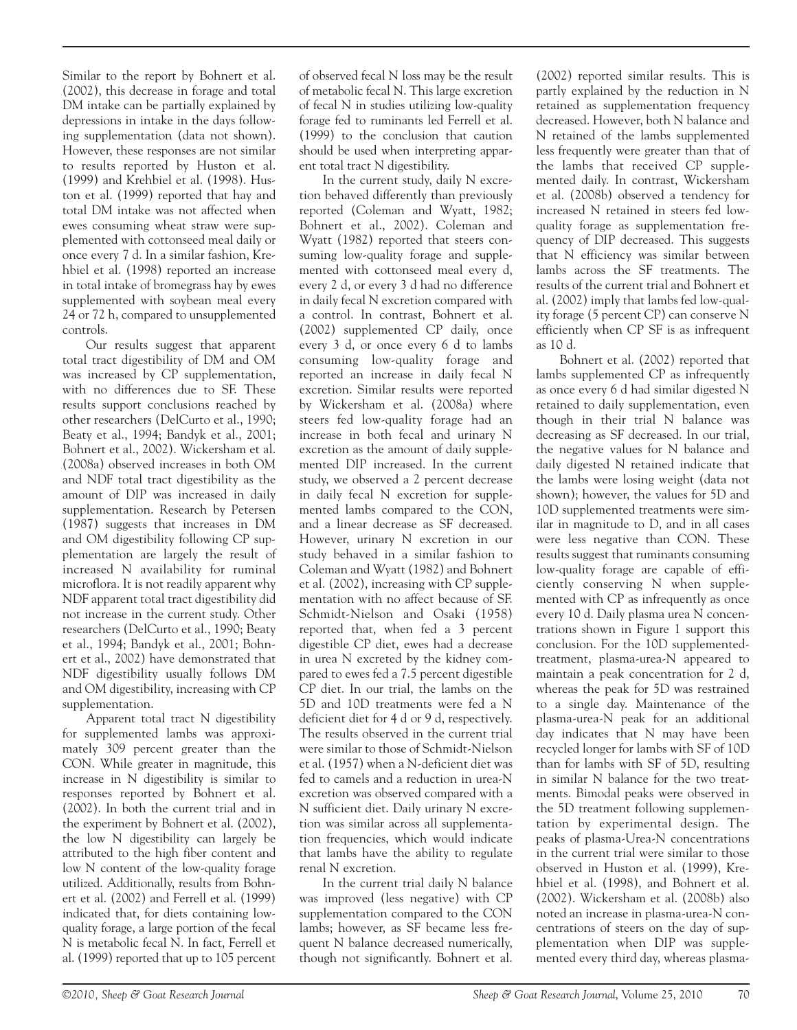Similar to the report by Bohnert et al. (2002), this decrease in forage and total DM intake can be partially explained by depressions in intake in the days following supplementation (data not shown). However, these responses are not similar to results reported by Huston et al. (1999) and Krehbiel et al. (1998). Huston et al. (1999) reported that hay and total DM intake was not affected when ewes consuming wheat straw were supplemented with cottonseed meal daily or once every 7 d. In a similar fashion, Krehbiel et al. (1998) reported an increase in total intake of bromegrass hay by ewes supplemented with soybean meal every 24 or 72 h, compared to unsupplemented controls.

Our results suggest that apparent total tract digestibility of DM and OM was increased by CP supplementation, with no differences due to SF. These results support conclusions reached by other researchers (DelCurto et al., 1990; Beaty et al., 1994; Bandyk et al., 2001; Bohnert et al., 2002). Wickersham et al. (2008a) observed increases in both OM and NDF total tract digestibility as the amount of DIP was increased in daily supplementation. Research by Petersen (1987) suggests that increases in DM and OM digestibility following CP supplementation are largely the result of increased N availability for ruminal microflora. It is not readily apparent why NDF apparent total tract digestibility did not increase in the current study. Other researchers (DelCurto et al., 1990; Beaty et al., 1994; Bandyk et al., 2001; Bohnert et al., 2002) have demonstrated that NDF digestibility usually follows DM and OM digestibility, increasing with CP supplementation.

Apparent total tract N digestibility for supplemented lambs was approximately 309 percent greater than the CON. While greater in magnitude, this increase in N digestibility is similar to responses reported by Bohnert et al. (2002). In both the current trial and in the experiment by Bohnert et al. (2002), the low N digestibility can largely be attributed to the high fiber content and low N content of the low-quality forage utilized. Additionally, results from Bohnert et al. (2002) and Ferrell et al. (1999) indicated that, for diets containing low-quality forage, a large portion of the fecal N is metabolic fecal N. In fact, Ferrell et al. (1999) reported that up to 105 percent of observed fecal N loss may be the result of metabolic fecal N. This large excretion of fecal N in studies utilizing low-quality forage fed to ruminants led Ferrell et al. (1999) to the conclusion that caution should be used when interpreting apparent total tract N digestibility.

In the current study, daily N excretion behaved differently than previously reported (Coleman and Wyatt, 1982; Bohnert et al., 2002). Coleman and Wyatt (1982) reported that steers consuming low-quality forage and supplemented with cottonseed meal every d, every 2 d, or every 3 d had no difference in daily fecal N excretion compared with a control. In contrast, Bohnert et al. (2002) supplemented CP daily, once every 3 d, or once every 6 d to lambs consuming low-quality forage and reported an increase in daily fecal N excretion. Similar results were reported by Wickersham et al. (2008a) where steers fed low-quality forage had an increase in both fecal and urinary N excretion as the amount of daily supplemented DIP increased. In the current study, we observed a 2 percent decrease in daily fecal N excretion for supplemented lambs compared to the CON, and a linear decrease as SF decreased. However, urinary N excretion in our study behaved in a similar fashion to Coleman and Wyatt (1982) and Bohnert et al. (2002), increasing with CP supplementation with no affect because of SF. Schmidt-Nielson and Osaki (1958) reported that, when fed a 3 percent digestible CP diet, ewes had a decrease in urea N excreted by the kidney compared to ewes fed a 7.5 percent digestible CP diet. In our trial, the lambs on the 5D and 10D treatments were fed a N deficient diet for 4 d or 9 d, respectively. The results observed in the current trial were similar to those of Schmidt-Nielson et al. (1957) when a N-deficient diet was fed to camels and a reduction in urea-N excretion was observed compared with a N sufficient diet. Daily urinary N excretion was similar across all supplementation frequencies, which would indicate that lambs have the ability to regulate renal N excretion.

In the current trial daily N balance was improved (less negative) with CP supplementation compared to the CON lambs; however, as SF became less frequent N balance decreased numerically, though not significantly. Bohnert et al. (2002) reported similar results. This is partly explained by the reduction in N retained as supplementation frequency decreased. However, both N balance and N retained of the lambs supplemented less frequently were greater than that of the lambs that received CP supplemented daily. In contrast, Wickersham et al. (2008b) observed a tendency for increased N retained in steers fed low-quality forage as supplementation frequency of DIP decreased. This suggests that N efficiency was similar between lambs across the SF treatments. The results of the current trial and Bohnert et al. (2002) imply that lambs fed low-quality forage (5 percent CP) can conserve N efficiently when CP SF is as infrequent as 10 d.

Bohnert et al. (2002) reported that lambs supplemented CP as infrequently as once every 6 d had similar digested N retained to daily supplementation, even though in their trial N balance was decreasing as SF decreased. In our trial, the negative values for N balance and daily digested N retained indicate that the lambs were losing weight (data not shown); however, the values for 5D and 10D supplemented treatments were similar in magnitude to D, and in all cases were less negative than CON. These results suggest that ruminants consuming low-quality forage are capable of efficiently conserving N when supplemented with CP as infrequently as once every 10 d. Daily plasma urea N concentrations shown in Figure 1 support this conclusion. For the 10D supplemented-treatment, plasma-urea-N appeared to maintain a peak concentration for 2 d, whereas the peak for 5D was restrained to a single day. Maintenance of the plasma-urea-N peak for an additional day indicates that N may have been recycled longer for lambs with SF of 10D than for lambs with SF of 5D, resulting in similar N balance for the two treatments. Bimodal peaks were observed in the 5D treatment following supplementation by experimental design. The peaks of plasma-Urea-N concentrations in the current trial were similar to those observed in Huston et al. (1999), Krehbiel et al. (1998), and Bohnert et al. (2002). Wickersham et al. (2008b) also noted an increase in plasma-urea-N concentrations of steers on the day of supplementation when DIP was supplemented every third day, whereas plasma-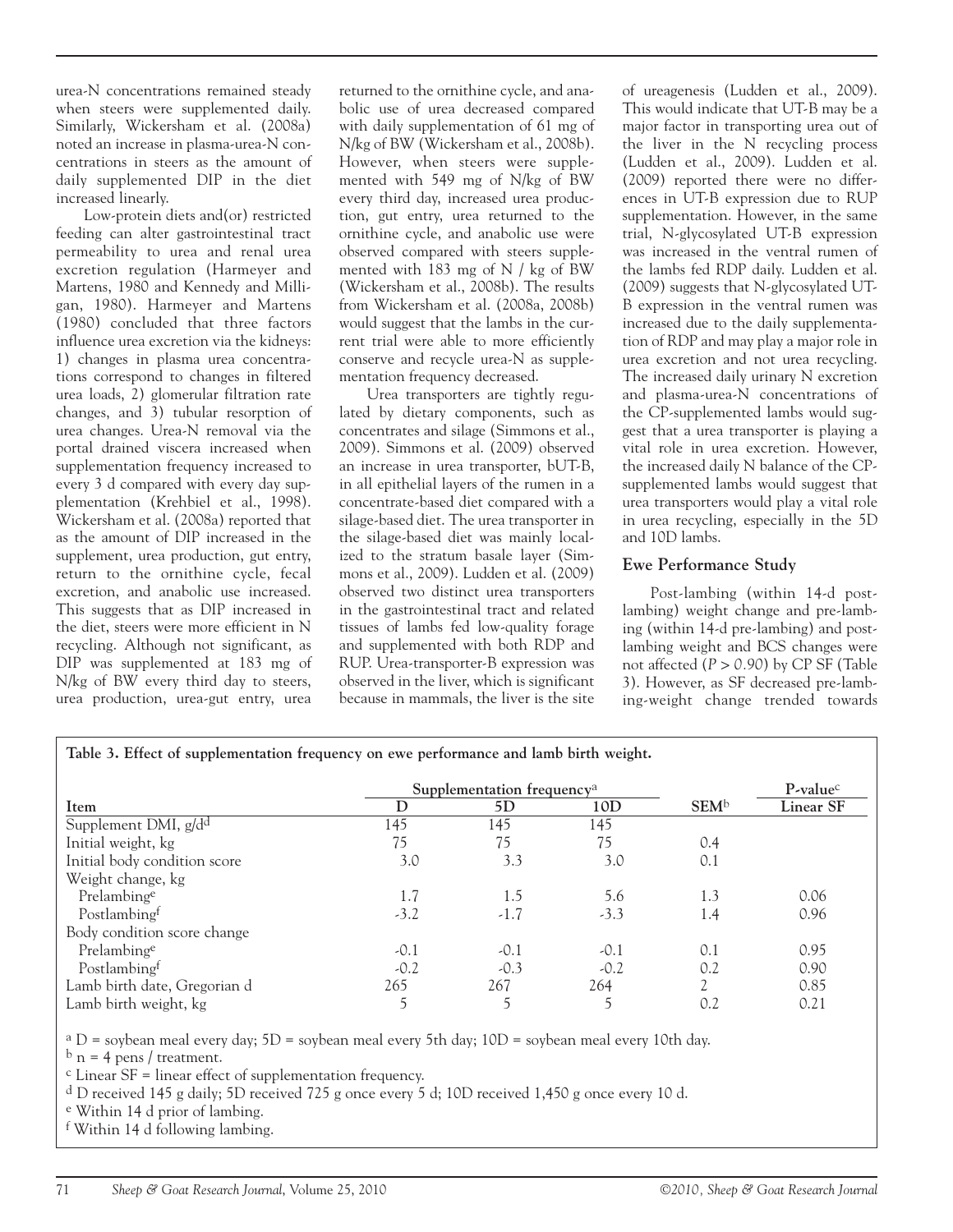urea-N concentrations remained steady when steers were supplemented daily. Similarly, Wickersham et al. (2008a) noted an increase in plasma-urea-N concentrations in steers as the amount of daily supplemented DIP in the diet increased linearly.

Low-protein diets and(or) restricted feeding can alter gastrointestinal tract permeability to urea and renal urea excretion regulation (Harmeyer and Martens, 1980 and Kennedy and Milligan, 1980). Harmeyer and Martens (1980) concluded that three factors influence urea excretion via the kidneys: 1) changes in plasma urea concentrations correspond to changes in filtered urea loads, 2) glomerular filtration rate changes, and 3) tubular resorption of urea changes. Urea-N removal via the portal drained viscera increased when supplementation frequency increased to every 3 d compared with every day supplementation (Krehbiel et al., 1998). Wickersham et al. (2008a) reported that as the amount of DIP increased in the supplement, urea production, gut entry, return to the ornithine cycle, fecal excretion, and anabolic use increased. This suggests that as DIP increased in the diet, steers were more efficient in N recycling. Although not significant, as DIP was supplemented at 183 mg of N/kg of BW every third day to steers, urea production, urea-gut entry, urea returned to the ornithine cycle, and anabolic use of urea decreased compared with daily supplementation of 61 mg of N/kg of BW (Wickersham et al., 2008b). However, when steers were supplemented with 549 mg of N/kg of BW every third day, increased urea production, gut entry, urea returned to the ornithine cycle, and anabolic use were observed compared with steers supplemented with 183 mg of N / kg of BW (Wickersham et al., 2008b). The results from Wickersham et al. (2008a, 2008b) would suggest that the lambs in the current trial were able to more efficiently conserve and recycle urea-N as supplementation frequency decreased.

Urea transporters are tightly regulated by dietary components, such as concentrates and silage (Simmons et al., 2009). Simmons et al. (2009) observed an increase in urea transporter, bUT-B, in all epithelial layers of the rumen in a concentrate-based diet compared with a silage-based diet. The urea transporter in the silage-based diet was mainly localized to the stratum basale layer (Simmons et al., 2009). Ludden et al. (2009) observed two distinct urea transporters in the gastrointestinal tract and related tissues of lambs fed low-quality forage and supplemented with both RDP and RUP. Urea-transporter-B expression was observed in the liver, which is significant because in mammals, the liver is the site of ureagenesis (Ludden et al., 2009). This would indicate that UT-B may be a major factor in transporting urea out of the liver in the N recycling process (Ludden et al., 2009). Ludden et al. (2009) reported there were no differences in UT-B expression due to RUP supplementation. However, in the same trial, N-glycosylated UT-B expression was increased in the ventral rumen of the lambs fed RDP daily. Ludden et al. (2009) suggests that N-glycosylated UT-B expression in the ventral rumen was increased due to the daily supplementation of RDP and may play a major role in urea excretion and not urea recycling. The increased daily urinary N excretion and plasma-urea-N concentrations of the CP-supplemented lambs would suggest that a urea transporter is playing a vital role in urea excretion. However, the increased daily N balance of the CP-supplemented lambs would suggest that urea transporters would play a vital role in urea recycling, especially in the 5D and 10D lambs.

## Ewe Performance Study

Post-lambing (within 14-d post-lambing) weight change and pre-lambing (within 14-d pre-lambing) and post-lambing weight and BCS changes were not affected ($P > 0.90$) by CP SF (Table 3). However, as SF decreased pre-lambing-weight change trended towards

**Table 3. Effect of supplementation frequency on ewe performance and lamb birth weight.**

| Item | Supplementation frequency[a] | | | SEM[b] | P-value[c] |
|---|---|---|---|---|---|
| | D | 5D | 10D | | Linear SF |
| Supplement DMI, g/d[d] | 145 | 145 | 145 | | |
| Initial weight, kg | 75 | 75 | 75 | 0.4 | |
| Initial body condition score | 3.0 | 3.3 | 3.0 | 0.1 | |
| Weight change, kg | | | | | |
| Prelambing[e] | 1.7 | 1.5 | 5.6 | 1.3 | 0.06 |
| Postlambing[f] | -3.2 | -1.7 | -3.3 | 1.4 | 0.96 |
| Body condition score change | | | | | |
| Prelambing[e] | -0.1 | -0.1 | -0.1 | 0.1 | 0.95 |
| Postlambing[f] | -0.2 | -0.3 | -0.2 | 0.2 | 0.90 |
| Lamb birth date, Gregorian d | 265 | 267 | 264 | 2 | 0.85 |
| Lamb birth weight, kg | 5 | 5 | 5 | 0.2 | 0.21 |

[a] D = soybean meal every day; 5D = soybean meal every 5th day; 10D = soybean meal every 10th day.
[b] n = 4 pens / treatment.
[c] Linear SF = linear effect of supplementation frequency.
[d] D received 145 g daily; 5D received 725 g once every 5 d; 10D received 1,450 g once every 10 d.
[e] Within 14 d prior of lambing.
[f] Within 14 d following lambing.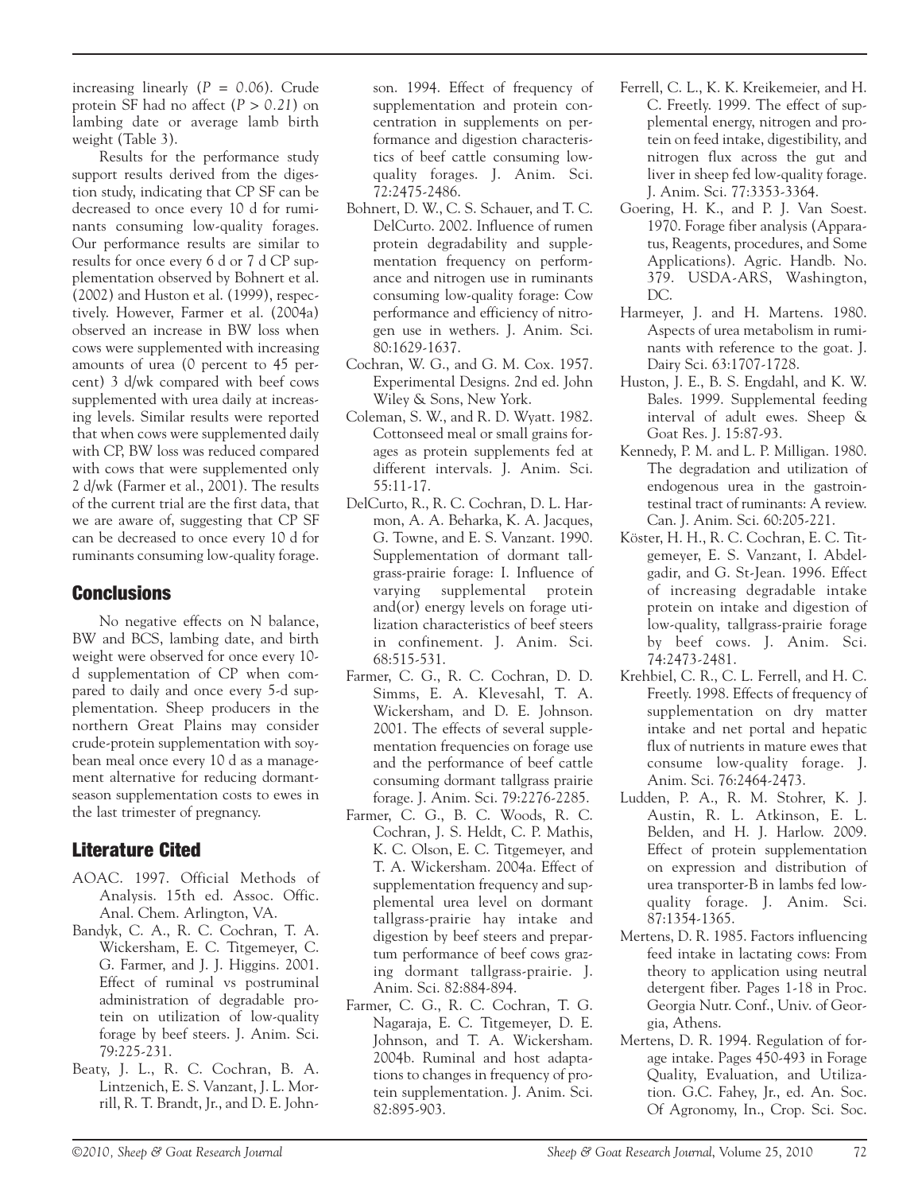increasing linearly (*P* = *0.06*). Crude protein SF had no affect (*P* > *0.21*) on lambing date or average lamb birth weight (Table 3).

Results for the performance study support results derived from the digestion study, indicating that CP SF can be decreased to once every 10 d for ruminants consuming low-quality forages. Our performance results are similar to results for once every 6 d or 7 d CP supplementation observed by Bohnert et al. (2002) and Huston et al. (1999), respectively. However, Farmer et al. (2004a) observed an increase in BW loss when cows were supplemented with increasing amounts of urea (0 percent to 45 percent) 3 d/wk compared with beef cows supplemented with urea daily at increasing levels. Similar results were reported that when cows were supplemented daily with CP, BW loss was reduced compared with cows that were supplemented only 2 d/wk (Farmer et al., 2001). The results of the current trial are the first data, that we are aware of, suggesting that CP SF can be decreased to once every 10 d for ruminants consuming low-quality forage.

## Conclusions

No negative effects on N balance, BW and BCS, lambing date, and birth weight were observed for once every 10-d supplementation of CP when compared to daily and once every 5-d supplementation. Sheep producers in the northern Great Plains may consider crude-protein supplementation with soybean meal once every 10 d as a management alternative for reducing dormant-season supplementation costs to ewes in the last trimester of pregnancy.

## Literature Cited

- AOAC. 1997. Official Methods of Analysis. 15th ed. Assoc. Offic. Anal. Chem. Arlington, VA.
- Bandyk, C. A., R. C. Cochran, T. A. Wickersham, E. C. Titgemeyer, C. G. Farmer, and J. J. Higgins. 2001. Effect of ruminal vs postruminal administration of degradable protein on utilization of low-quality forage by beef steers. J. Anim. Sci. 79:225-231.
- Beaty, J. L., R. C. Cochran, B. A. Lintzenich, E. S. Vanzant, J. L. Morrill, R. T. Brandt, Jr., and D. E. Johnson. 1994. Effect of frequency of supplementation and protein concentration in supplements on performance and digestion characteristics of beef cattle consuming low-quality forages. J. Anim. Sci. 72:2475-2486.
- Bohnert, D. W., C. S. Schauer, and T. C. DelCurto. 2002. Influence of rumen protein degradability and supplementation frequency on performance and nitrogen use in ruminants consuming low-quality forage: Cow performance and efficiency of nitrogen use in wethers. J. Anim. Sci. 80:1629-1637.
- Cochran, W. G., and G. M. Cox. 1957. Experimental Designs. 2nd ed. John Wiley & Sons, New York.
- Coleman, S. W., and R. D. Wyatt. 1982. Cottonseed meal or small grains forages as protein supplements fed at different intervals. J. Anim. Sci. 55:11-17.
- DelCurto, R., R. C. Cochran, D. L. Harmon, A. A. Beharka, K. A. Jacques, G. Towne, and E. S. Vanzant. 1990. Supplementation of dormant tallgrass-prairie forage: I. Influence of varying supplemental protein and(or) energy levels on forage utilization characteristics of beef steers in confinement. J. Anim. Sci. 68:515-531.
- Farmer, C. G., R. C. Cochran, D. D. Simms, E. A. Klevesahl, T. A. Wickersham, and D. E. Johnson. 2001. The effects of several supplementation frequencies on forage use and the performance of beef cattle consuming dormant tallgrass prairie forage. J. Anim. Sci. 79:2276-2285.
- Farmer, C. G., B. C. Woods, R. C. Cochran, J. S. Heldt, C. P. Mathis, K. C. Olson, E. C. Titgemeyer, and T. A. Wickersham. 2004a. Effect of supplementation frequency and supplemental urea level on dormant tallgrass-prairie hay intake and digestion by beef steers and prepartum performance of beef cows grazing dormant tallgrass-prairie. J. Anim. Sci. 82:884-894.
- Farmer, C. G., R. C. Cochran, T. G. Nagaraja, E. C. Titgemeyer, D. E. Johnson, and T. A. Wickersham. 2004b. Ruminal and host adaptations to changes in frequency of protein supplementation. J. Anim. Sci. 82:895-903.
- Ferrell, C. L., K. K. Kreikemeier, and H. C. Freetly. 1999. The effect of supplemental energy, nitrogen and protein on feed intake, digestibility, and nitrogen flux across the gut and liver in sheep fed low-quality forage. J. Anim. Sci. 77:3353-3364.
- Goering, H. K., and P. J. Van Soest. 1970. Forage fiber analysis (Apparatus, Reagents, procedures, and Some Applications). Agric. Handb. No. 379. USDA-ARS, Washington, DC.
- Harmeyer, J. and H. Martens. 1980. Aspects of urea metabolism in ruminants with reference to the goat. J. Dairy Sci. 63:1707-1728.
- Huston, J. E., B. S. Engdahl, and K. W. Bales. 1999. Supplemental feeding interval of adult ewes. Sheep & Goat Res. J. 15:87-93.
- Kennedy, P. M. and L. P. Milligan. 1980. The degradation and utilization of endogenous urea in the gastrointestinal tract of ruminants: A review. Can. J. Anim. Sci. 60:205-221.
- Köster, H. H., R. C. Cochran, E. C. Titgemeyer, E. S. Vanzant, I. Abdelgadir, and G. St-Jean. 1996. Effect of increasing degradable intake protein on intake and digestion of low-quality, tallgrass-prairie forage by beef cows. J. Anim. Sci. 74:2473-2481.
- Krehbiel, C. R., C. L. Ferrell, and H. C. Freetly. 1998. Effects of frequency of supplementation on dry matter intake and net portal and hepatic flux of nutrients in mature ewes that consume low-quality forage. J. Anim. Sci. 76:2464-2473.
- Ludden, P. A., R. M. Stohrer, K. J. Austin, R. L. Atkinson, E. L. Belden, and H. J. Harlow. 2009. Effect of protein supplementation on expression and distribution of urea transporter-B in lambs fed low-quality forage. J. Anim. Sci. 87:1354-1365.
- Mertens, D. R. 1985. Factors influencing feed intake in lactating cows: From theory to application using neutral detergent fiber. Pages 1-18 in Proc. Georgia Nutr. Conf., Univ. of Georgia, Athens.
- Mertens, D. R. 1994. Regulation of forage intake. Pages 450-493 in Forage Quality, Evaluation, and Utilization. G.C. Fahey, Jr., ed. An. Soc. Of Agronomy, In., Crop. Sci. Soc.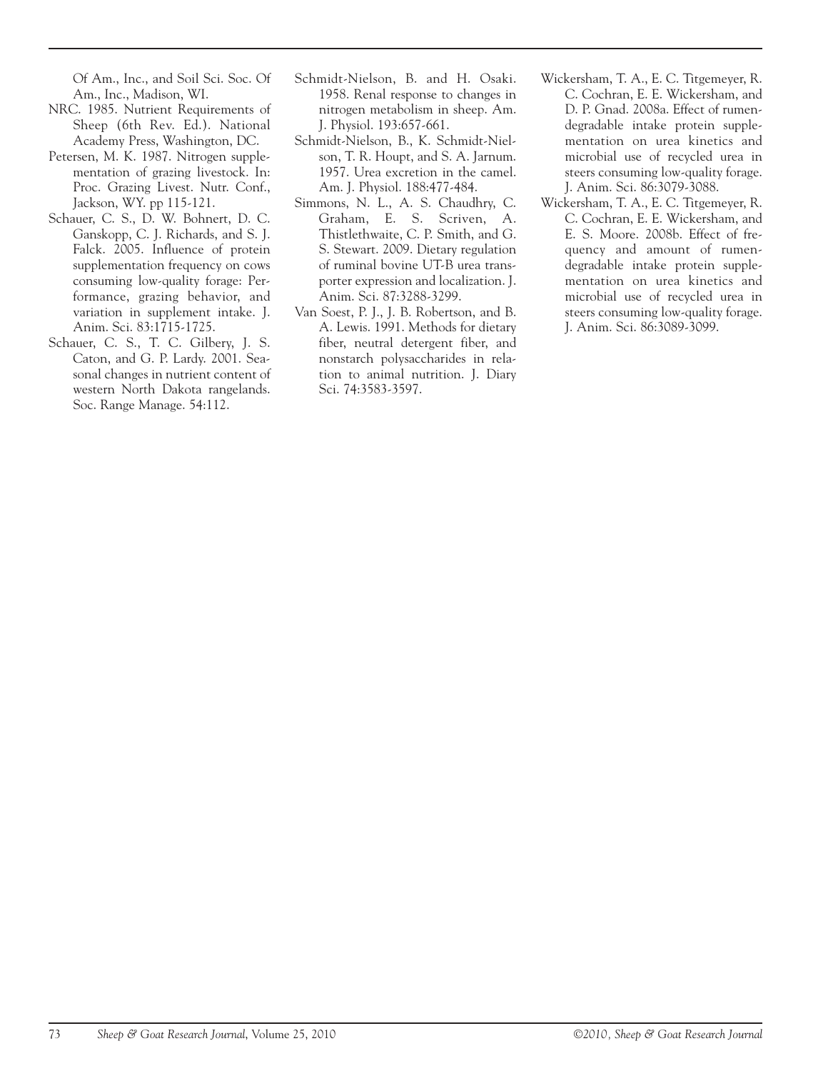Of Am., Inc., and Soil Sci. Soc. Of Am., Inc., Madison, WI.

NRC. 1985. Nutrient Requirements of Sheep (6th Rev. Ed.). National Academy Press, Washington, DC.

Petersen, M. K. 1987. Nitrogen supplementation of grazing livestock. In: Proc. Grazing Livest. Nutr. Conf., Jackson, WY. pp 115-121.

Schauer, C. S., D. W. Bohnert, D. C. Ganskopp, C. J. Richards, and S. J. Falck. 2005. Influence of protein supplementation frequency on cows consuming low-quality forage: Performance, grazing behavior, and variation in supplement intake. J. Anim. Sci. 83:1715-1725.

Schauer, C. S., T. C. Gilbery, J. S. Caton, and G. P. Lardy. 2001. Seasonal changes in nutrient content of western North Dakota rangelands. Soc. Range Manage. 54:112.

Schmidt-Nielson, B. and H. Osaki. 1958. Renal response to changes in nitrogen metabolism in sheep. Am. J. Physiol. 193:657-661.

Schmidt-Nielson, B., K. Schmidt-Nielson, T. R. Houpt, and S. A. Jarnum. 1957. Urea excretion in the camel. Am. J. Physiol. 188:477-484.

Simmons, N. L., A. S. Chaudhry, C. Graham, E. S. Scriven, A. Thistlethwaite, C. P. Smith, and G. S. Stewart. 2009. Dietary regulation of ruminal bovine UT-B urea transporter expression and localization. J. Anim. Sci. 87:3288-3299.

Van Soest, P. J., J. B. Robertson, and B. A. Lewis. 1991. Methods for dietary fiber, neutral detergent fiber, and nonstarch polysaccharides in relation to animal nutrition. J. Diary Sci. 74:3583-3597.

Wickersham, T. A., E. C. Titgemeyer, R. C. Cochran, E. E. Wickersham, and D. P. Gnad. 2008a. Effect of rumen-degradable intake protein supplementation on urea kinetics and microbial use of recycled urea in steers consuming low-quality forage. J. Anim. Sci. 86:3079-3088.

Wickersham, T. A., E. C. Titgemeyer, R. C. Cochran, E. E. Wickersham, and E. S. Moore. 2008b. Effect of frequency and amount of rumen-degradable intake protein supplementation on urea kinetics and microbial use of recycled urea in steers consuming low-quality forage. J. Anim. Sci. 86:3089-3099.